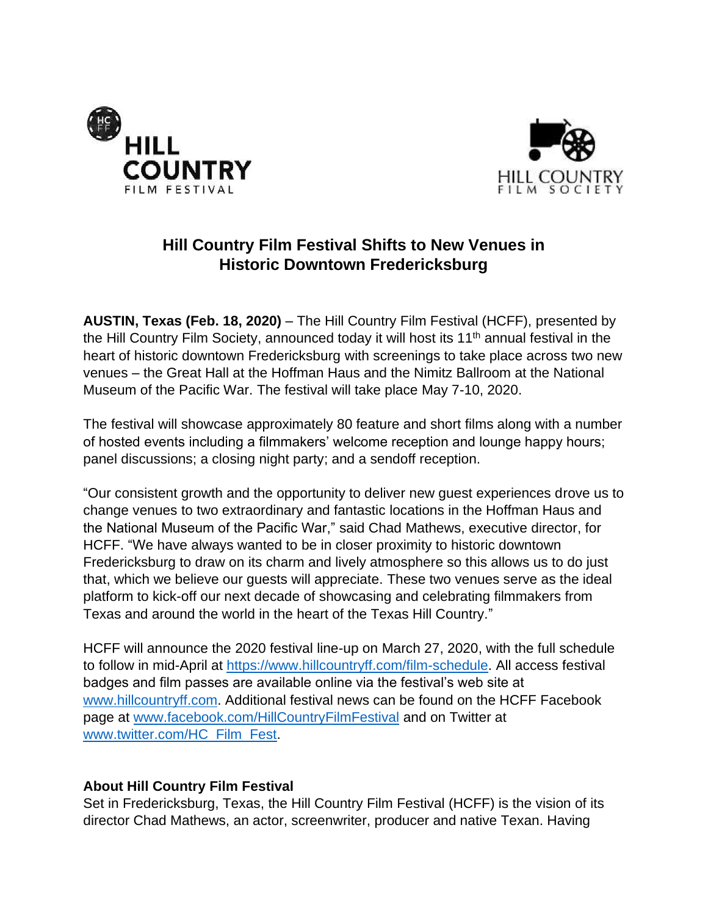HILL COUNTRY FILM FESTIVAL

HILL COUNTRY FILM SOCIETY

# Hill Country Film Festival Shifts to New Venues in Historic Downtown Fredericksburg

**AUSTIN, Texas (Feb. 18, 2020)** – The Hill Country Film Festival (HCFF), presented by the Hill Country Film Society, announced today it will host its 11th annual festival in the heart of historic downtown Fredericksburg with screenings to take place across two new venues – the Great Hall at the Hoffman Haus and the Nimitz Ballroom at the National Museum of the Pacific War. The festival will take place May 7-10, 2020.

The festival will showcase approximately 80 feature and short films along with a number of hosted events including a filmmakers' welcome reception and lounge happy hours; panel discussions; a closing night party; and a sendoff reception.

"Our consistent growth and the opportunity to deliver new guest experiences drove us to change venues to two extraordinary and fantastic locations in the Hoffman Haus and the National Museum of the Pacific War," said Chad Mathews, executive director, for HCFF. "We have always wanted to be in closer proximity to historic downtown Fredericksburg to draw on its charm and lively atmosphere so this allows us to do just that, which we believe our guests will appreciate. These two venues serve as the ideal platform to kick-off our next decade of showcasing and celebrating filmmakers from Texas and around the world in the heart of the Texas Hill Country."

HCFF will announce the 2020 festival line-up on March 27, 2020, with the full schedule to follow in mid-April at https://www.hillcountryff.com/film-schedule. All access festival badges and film passes are available online via the festival's web site at www.hillcountryff.com. Additional festival news can be found on the HCFF Facebook page at www.facebook.com/HillCountryFilmFestival and on Twitter at www.twitter.com/HC_Film_Fest.

**About Hill Country Film Festival**

Set in Fredericksburg, Texas, the Hill Country Film Festival (HCFF) is the vision of its director Chad Mathews, an actor, screenwriter, producer and native Texan. Having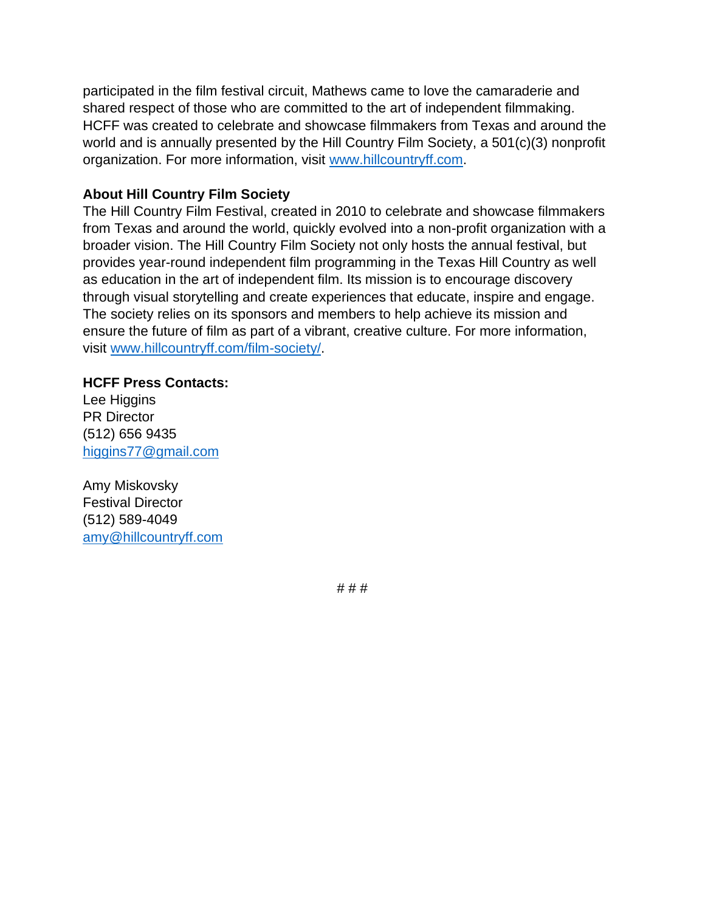participated in the film festival circuit, Mathews came to love the camaraderie and shared respect of those who are committed to the art of independent filmmaking. HCFF was created to celebrate and showcase filmmakers from Texas and around the world and is annually presented by the Hill Country Film Society, a 501(c)(3) nonprofit organization. For more information, visit [www.hillcountryff.com](http://www.hillcountryff.com).

**About Hill Country Film Society**

The Hill Country Film Festival, created in 2010 to celebrate and showcase filmmakers from Texas and around the world, quickly evolved into a non-profit organization with a broader vision. The Hill Country Film Society not only hosts the annual festival, but provides year-round independent film programming in the Texas Hill Country as well as education in the art of independent film. Its mission is to encourage discovery through visual storytelling and create experiences that educate, inspire and engage. The society relies on its sponsors and members to help achieve its mission and ensure the future of film as part of a vibrant, creative culture. For more information, visit [www.hillcountryff.com/film-society/](http://www.hillcountryff.com/film-society/).

**HCFF Press Contacts:**

Lee Higgins
PR Director
(512) 656 9435
[higgins77@gmail.com](mailto:higgins77@gmail.com)

Amy Miskovsky
Festival Director
(512) 589-4049
[amy@hillcountryff.com](mailto:amy@hillcountryff.com)

# # #